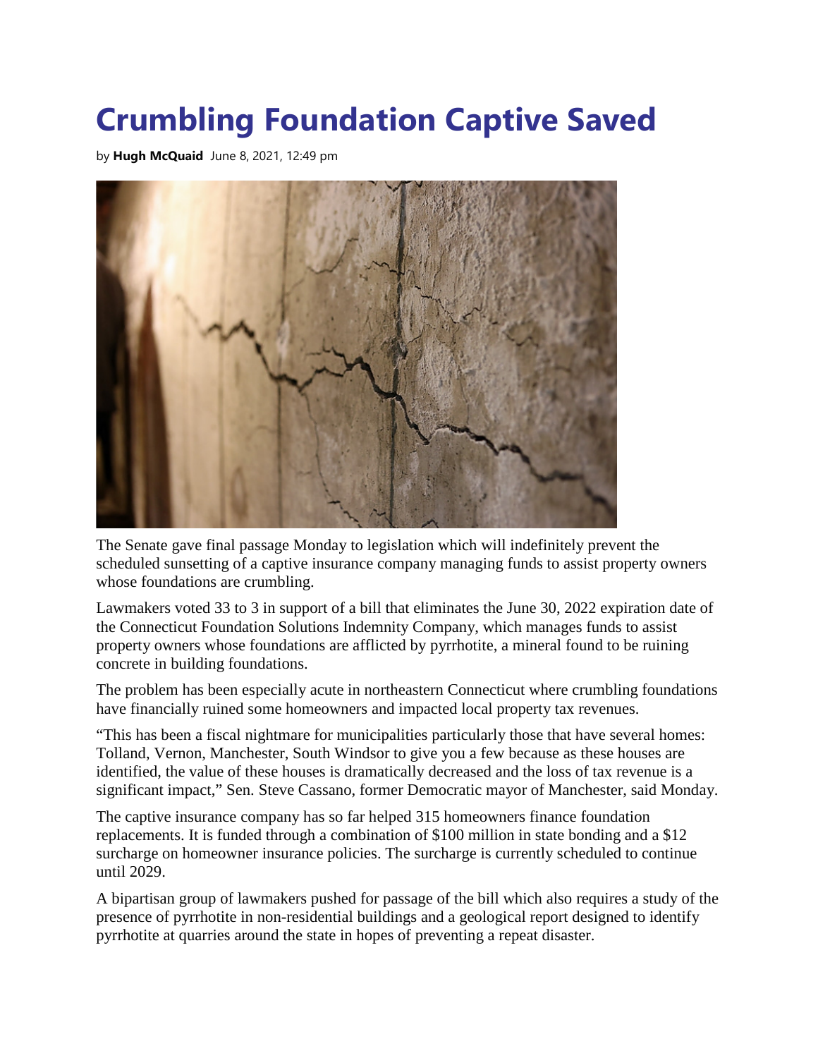# Crumbling Foundation Captive Saved

by **Hugh McQuaid** June 8, 2021, 12:49 pm

The Senate gave final passage Monday to legislation which will indefinitely prevent the scheduled sunsetting of a captive insurance company managing funds to assist property owners whose foundations are crumbling.

Lawmakers voted 33 to 3 in support of a bill that eliminates the June 30, 2022 expiration date of the Connecticut Foundation Solutions Indemnity Company, which manages funds to assist property owners whose foundations are afflicted by pyrrhotite, a mineral found to be ruining concrete in building foundations.

The problem has been especially acute in northeastern Connecticut where crumbling foundations have financially ruined some homeowners and impacted local property tax revenues.

“This has been a fiscal nightmare for municipalities particularly those that have several homes: Tolland, Vernon, Manchester, South Windsor to give you a few because as these houses are identified, the value of these houses is dramatically decreased and the loss of tax revenue is a significant impact,” Sen. Steve Cassano, former Democratic mayor of Manchester, said Monday.

The captive insurance company has so far helped 315 homeowners finance foundation replacements. It is funded through a combination of $100 million in state bonding and a $12 surcharge on homeowner insurance policies. The surcharge is currently scheduled to continue until 2029.

A bipartisan group of lawmakers pushed for passage of the bill which also requires a study of the presence of pyrrhotite in non-residential buildings and a geological report designed to identify pyrrhotite at quarries around the state in hopes of preventing a repeat disaster.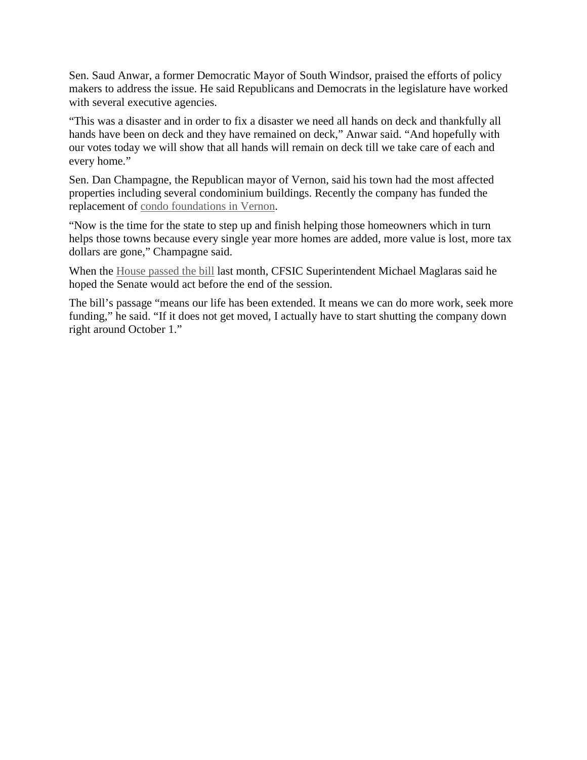Sen. Saud Anwar, a former Democratic Mayor of South Windsor, praised the efforts of policy makers to address the issue. He said Republicans and Democrats in the legislature have worked with several executive agencies.

"This was a disaster and in order to fix a disaster we need all hands on deck and thankfully all hands have been on deck and they have remained on deck," Anwar said. "And hopefully with our votes today we will show that all hands will remain on deck till we take care of each and every home."

Sen. Dan Champagne, the Republican mayor of Vernon, said his town had the most affected properties including several condominium buildings. Recently the company has funded the replacement of condo foundations in Vernon.

"Now is the time for the state to step up and finish helping those homeowners which in turn helps those towns because every single year more homes are added, more value is lost, more tax dollars are gone," Champagne said.

When the House passed the bill last month, CFSIC Superintendent Michael Maglaras said he hoped the Senate would act before the end of the session.

The bill's passage "means our life has been extended. It means we can do more work, seek more funding," he said. "If it does not get moved, I actually have to start shutting the company down right around October 1."